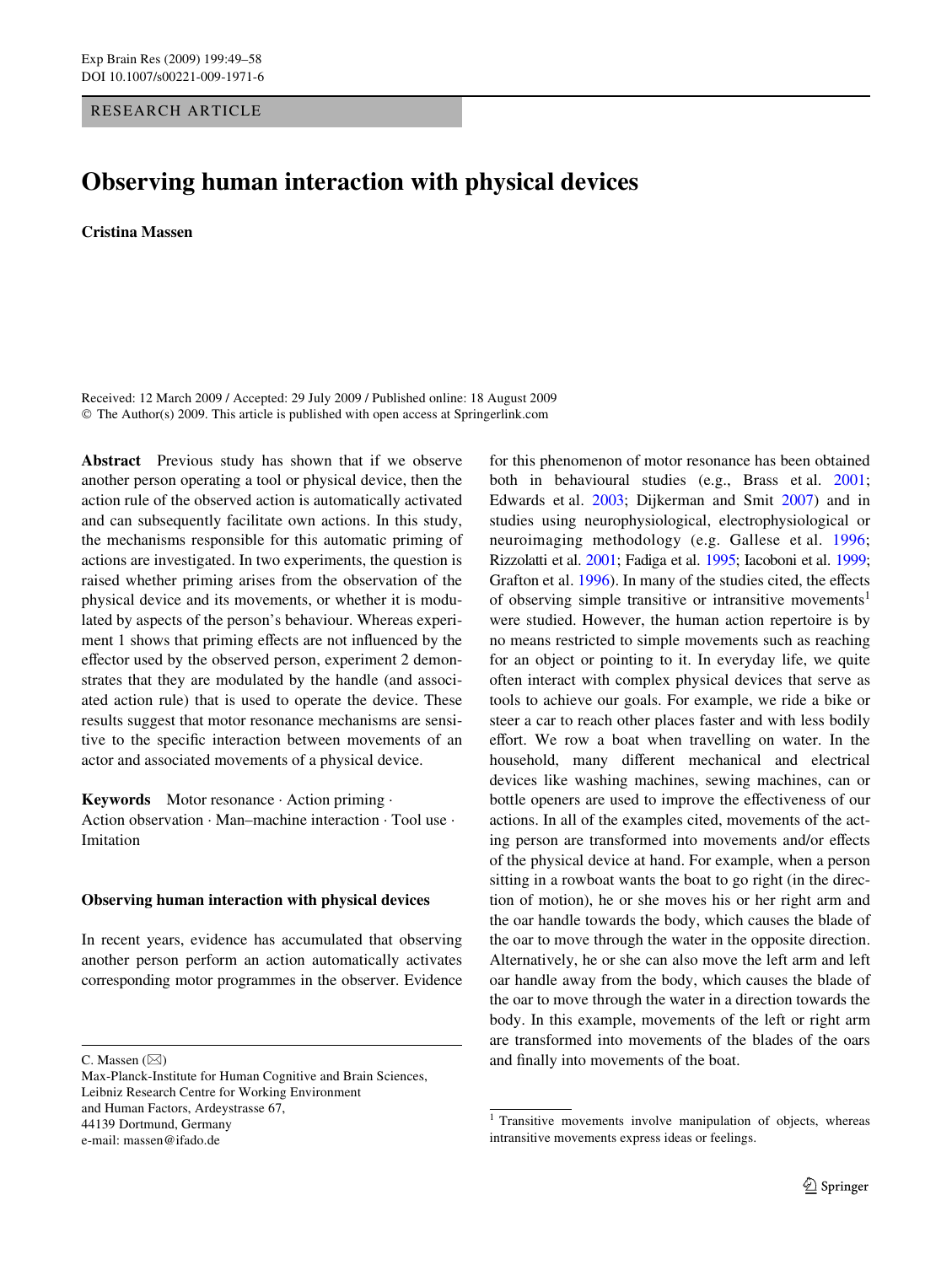RESEARCH ARTICLE

# Observing human interaction with physical devices

**Cristina Massen**

Received: 12 March 2009 / Accepted: 29 July 2009 / Published online: 18 August 2009
© The Author(s) 2009. This article is published with open access at Springerlink.com

**Abstract** Previous study has shown that if we observe another person operating a tool or physical device, then the action rule of the observed action is automatically activated and can subsequently facilitate own actions. In this study, the mechanisms responsible for this automatic priming of actions are investigated. In two experiments, the question is raised whether priming arises from the observation of the physical device and its movements, or whether it is modulated by aspects of the person's behaviour. Whereas experiment 1 shows that priming effects are not influenced by the effector used by the observed person, experiment 2 demonstrates that they are modulated by the handle (and associated action rule) that is used to operate the device. These results suggest that motor resonance mechanisms are sensitive to the specific interaction between movements of an actor and associated movements of a physical device.

**Keywords** Motor resonance · Action priming · Action observation · Man–machine interaction · Tool use · Imitation

## Observing human interaction with physical devices

In recent years, evidence has accumulated that observing another person perform an action automatically activates corresponding motor programmes in the observer. Evidence for this phenomenon of motor resonance has been obtained both in behavioural studies (e.g., Brass et al. 2001; Edwards et al. 2003; Dijkerman and Smit 2007) and in studies using neurophysiological, electrophysiological or neuroimaging methodology (e.g. Gallese et al. 1996; Rizzolatti et al. 2001; Fadiga et al. 1995; Iacoboni et al. 1999; Grafton et al. 1996). In many of the studies cited, the effects of observing simple transitive or intransitive movements[1] were studied. However, the human action repertoire is by no means restricted to simple movements such as reaching for an object or pointing to it. In everyday life, we quite often interact with complex physical devices that serve as tools to achieve our goals. For example, we ride a bike or steer a car to reach other places faster and with less bodily effort. We row a boat when travelling on water. In the household, many different mechanical and electrical devices like washing machines, sewing machines, can or bottle openers are used to improve the effectiveness of our actions. In all of the examples cited, movements of the acting person are transformed into movements and/or effects of the physical device at hand. For example, when a person sitting in a rowboat wants the boat to go right (in the direction of motion), he or she moves his or her right arm and the oar handle towards the body, which causes the blade of the oar to move through the water in the opposite direction. Alternatively, he or she can also move the left arm and left oar handle away from the body, which causes the blade of the oar to move through the water in a direction towards the body. In this example, movements of the left or right arm are transformed into movements of the blades of the oars and finally into movements of the boat.

C. Massen (✉)
Max-Planck-Institute for Human Cognitive and Brain Sciences,
Leibniz Research Centre for Working Environment
and Human Factors, Ardeystrasse 67,
44139 Dortmund, Germany
e-mail: massen@ifado.de

[1] Transitive movements involve manipulation of objects, whereas intransitive movements express ideas or feelings.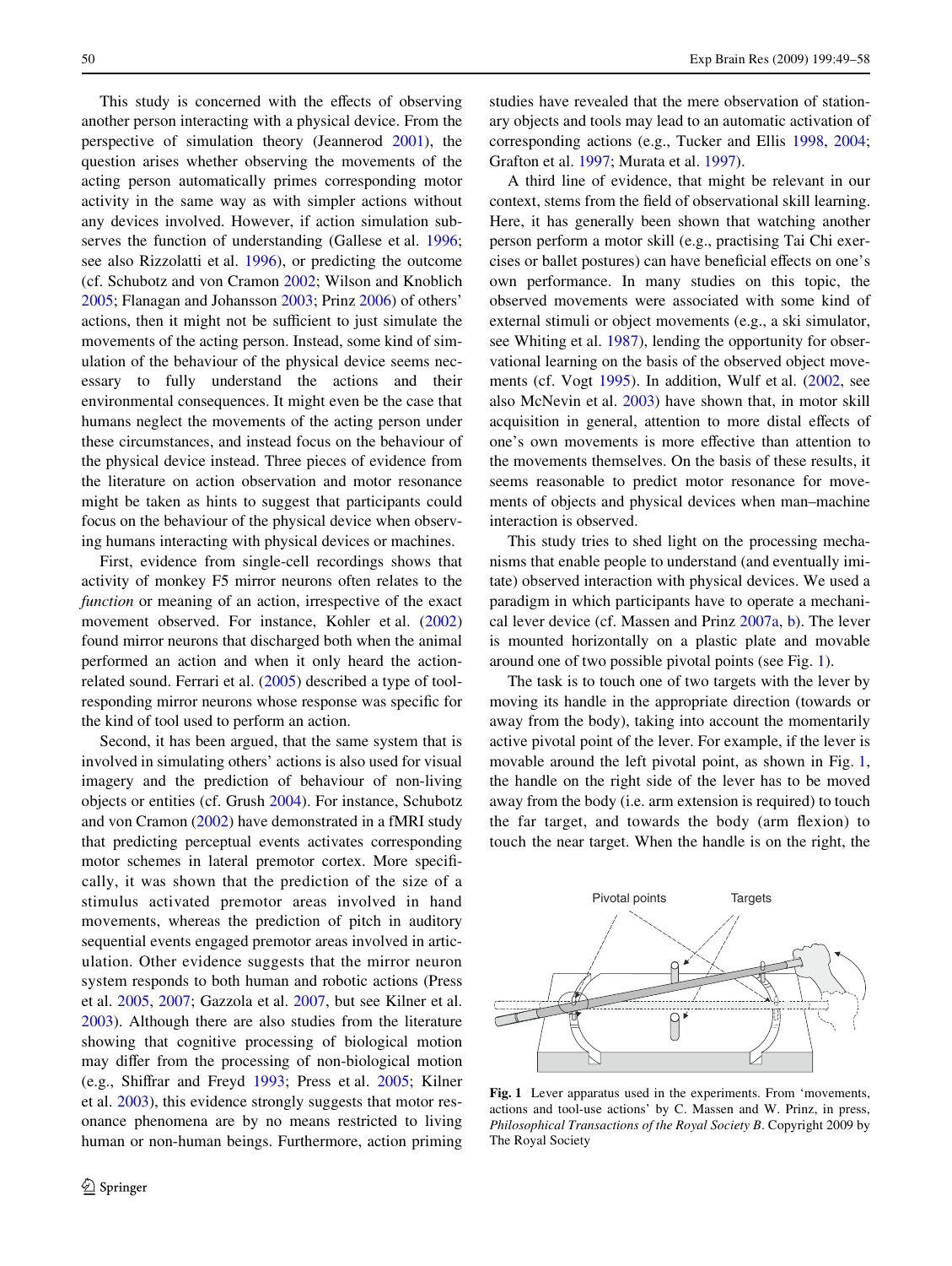This study is concerned with the effects of observing another person interacting with a physical device. From the perspective of simulation theory (Jeannerod 2001), the question arises whether observing the movements of the acting person automatically primes corresponding motor activity in the same way as with simpler actions without any devices involved. However, if action simulation subserves the function of understanding (Gallese et al. 1996; see also Rizzolatti et al. 1996), or predicting the outcome (cf. Schubotz and von Cramon 2002; Wilson and Knoblich 2005; Flanagan and Johansson 2003; Prinz 2006) of others' actions, then it might not be sufficient to just simulate the movements of the acting person. Instead, some kind of simulation of the behaviour of the physical device seems necessary to fully understand the actions and their environmental consequences. It might even be the case that humans neglect the movements of the acting person under these circumstances, and instead focus on the behaviour of the physical device instead. Three pieces of evidence from the literature on action observation and motor resonance might be taken as hints to suggest that participants could focus on the behaviour of the physical device when observing humans interacting with physical devices or machines.

First, evidence from single-cell recordings shows that activity of monkey F5 mirror neurons often relates to the *function* or meaning of an action, irrespective of the exact movement observed. For instance, Kohler et al. (2002) found mirror neurons that discharged both when the animal performed an action and when it only heard the action-related sound. Ferrari et al. (2005) described a type of tool-responding mirror neurons whose response was specific for the kind of tool used to perform an action.

Second, it has been argued, that the same system that is involved in simulating others' actions is also used for visual imagery and the prediction of behaviour of non-living objects or entities (cf. Grush 2004). For instance, Schubotz and von Cramon (2002) have demonstrated in a fMRI study that predicting perceptual events activates corresponding motor schemes in lateral premotor cortex. More specifically, it was shown that the prediction of the size of a stimulus activated premotor areas involved in hand movements, whereas the prediction of pitch in auditory sequential events engaged premotor areas involved in articulation. Other evidence suggests that the mirror neuron system responds to both human and robotic actions (Press et al. 2005, 2007; Gazzola et al. 2007, but see Kilner et al. 2003). Although there are also studies from the literature showing that cognitive processing of biological motion may differ from the processing of non-biological motion (e.g., Shiffrar and Freyd 1993; Press et al. 2005; Kilner et al. 2003), this evidence strongly suggests that motor resonance phenomena are by no means restricted to living human or non-human beings. Furthermore, action priming studies have revealed that the mere observation of stationary objects and tools may lead to an automatic activation of corresponding actions (e.g., Tucker and Ellis 1998, 2004; Grafton et al. 1997; Murata et al. 1997).

A third line of evidence, that might be relevant in our context, stems from the field of observational skill learning. Here, it has generally been shown that watching another person perform a motor skill (e.g., practising Tai Chi exercises or ballet postures) can have beneficial effects on one's own performance. In many studies on this topic, the observed movements were associated with some kind of external stimuli or object movements (e.g., a ski simulator, see Whiting et al. 1987), lending the opportunity for observational learning on the basis of the observed object movements (cf. Vogt 1995). In addition, Wulf et al. (2002, see also McNevin et al. 2003) have shown that, in motor skill acquisition in general, attention to more distal effects of one's own movements is more effective than attention to the movements themselves. On the basis of these results, it seems reasonable to predict motor resonance for movements of objects and physical devices when man–machine interaction is observed.

This study tries to shed light on the processing mechanisms that enable people to understand (and eventually imitate) observed interaction with physical devices. We used a paradigm in which participants have to operate a mechanical lever device (cf. Massen and Prinz 2007a, b). The lever is mounted horizontally on a plastic plate and movable around one of two possible pivotal points (see Fig. 1).

The task is to touch one of two targets with the lever by moving its handle in the appropriate direction (towards or away from the body), taking into account the momentarily active pivotal point of the lever. For example, if the lever is movable around the left pivotal point, as shown in Fig. 1, the handle on the right side of the lever has to be moved away from the body (i.e. arm extension is required) to touch the far target, and towards the body (arm flexion) to touch the near target. When the handle is on the right, the

**Fig. 1** Lever apparatus used in the experiments. From 'movements, actions and tool-use actions' by C. Massen and W. Prinz, in press, *Philosophical Transactions of the Royal Society B*. Copyright 2009 by The Royal Society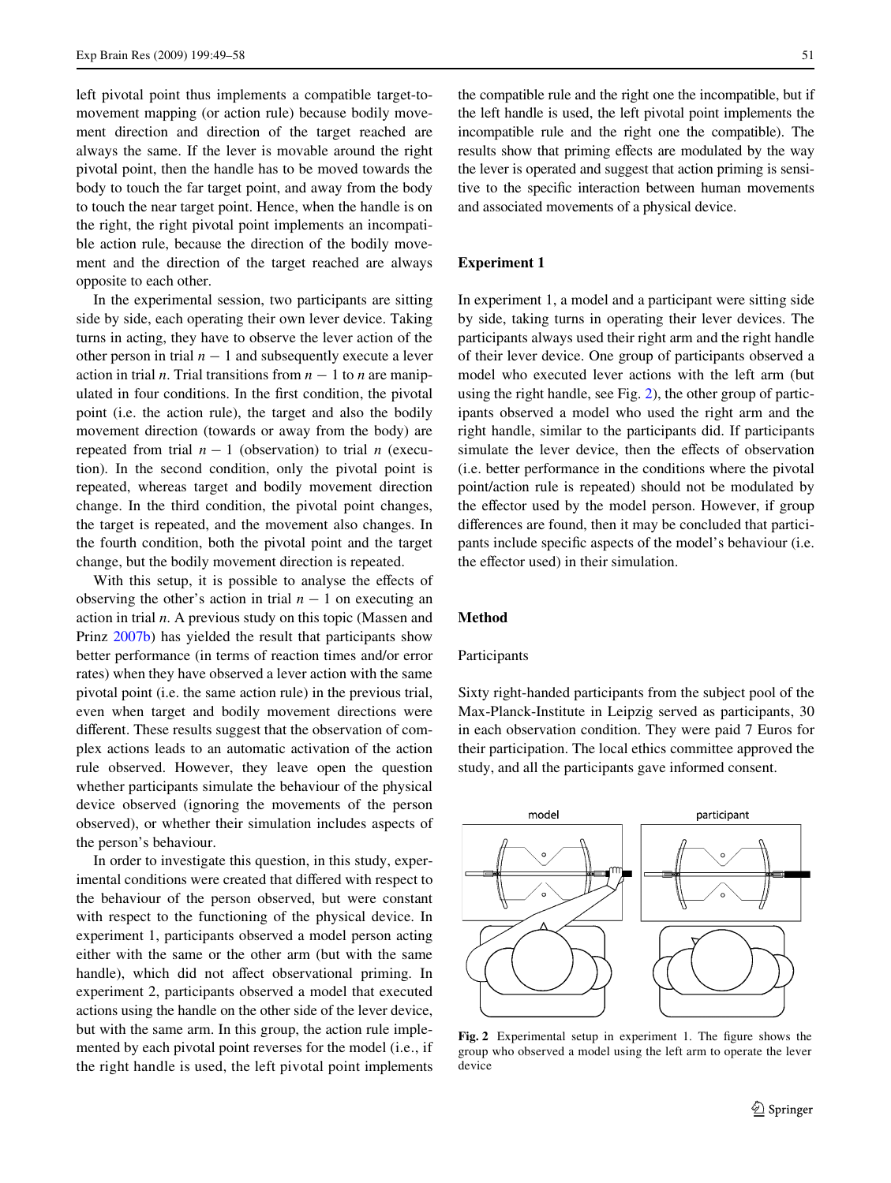left pivotal point thus implements a compatible target-to-movement mapping (or action rule) because bodily movement direction and direction of the target reached are always the same. If the lever is movable around the right pivotal point, then the handle has to be moved towards the body to touch the far target point, and away from the body to touch the near target point. Hence, when the handle is on the right, the right pivotal point implements an incompatible action rule, because the direction of the bodily movement and the direction of the target reached are always opposite to each other.

In the experimental session, two participants are sitting side by side, each operating their own lever device. Taking turns in acting, they have to observe the lever action of the other person in trial $n - 1$ and subsequently execute a lever action in trial $n$. Trial transitions from $n - 1$ to $n$ are manipulated in four conditions. In the first condition, the pivotal point (i.e. the action rule), the target and also the bodily movement direction (towards or away from the body) are repeated from trial $n - 1$ (observation) to trial $n$ (execution). In the second condition, only the pivotal point is repeated, whereas target and bodily movement direction change. In the third condition, the pivotal point changes, the target is repeated, and the movement also changes. In the fourth condition, both the pivotal point and the target change, but the bodily movement direction is repeated.

With this setup, it is possible to analyse the effects of observing the other's action in trial $n - 1$ on executing an action in trial $n$. A previous study on this topic (Massen and Prinz 2007b) has yielded the result that participants show better performance (in terms of reaction times and/or error rates) when they have observed a lever action with the same pivotal point (i.e. the same action rule) in the previous trial, even when target and bodily movement directions were different. These results suggest that the observation of complex actions leads to an automatic activation of the action rule observed. However, they leave open the question whether participants simulate the behaviour of the physical device observed (ignoring the movements of the person observed), or whether their simulation includes aspects of the person's behaviour.

In order to investigate this question, in this study, experimental conditions were created that differed with respect to the behaviour of the person observed, but were constant with respect to the functioning of the physical device. In experiment 1, participants observed a model person acting either with the same or the other arm (but with the same handle), which did not affect observational priming. In experiment 2, participants observed a model that executed actions using the handle on the other side of the lever device, but with the same arm. In this group, the action rule implemented by each pivotal point reverses for the model (i.e., if the right handle is used, the left pivotal point implements the compatible rule and the right one the incompatible, but if the left handle is used, the left pivotal point implements the incompatible rule and the right one the compatible). The results show that priming effects are modulated by the way the lever is operated and suggest that action priming is sensitive to the specific interaction between human movements and associated movements of a physical device.

## Experiment 1

In experiment 1, a model and a participant were sitting side by side, taking turns in operating their lever devices. The participants always used their right arm and the right handle of their lever device. One group of participants observed a model who executed lever actions with the left arm (but using the right handle, see Fig. 2), the other group of participants observed a model who used the right arm and the right handle, similar to the participants did. If participants simulate the lever device, then the effects of observation (i.e. better performance in the conditions where the pivotal point/action rule is repeated) should not be modulated by the effector used by the model person. However, if group differences are found, then it may be concluded that participants include specific aspects of the model's behaviour (i.e. the effector used) in their simulation.

## Method

### Participants

Sixty right-handed participants from the subject pool of the Max-Planck-Institute in Leipzig served as participants, 30 in each observation condition. They were paid 7 Euros for their participation. The local ethics committee approved the study, and all the participants gave informed consent.

**Fig. 2** Experimental setup in experiment 1. The figure shows the group who observed a model using the left arm to operate the lever device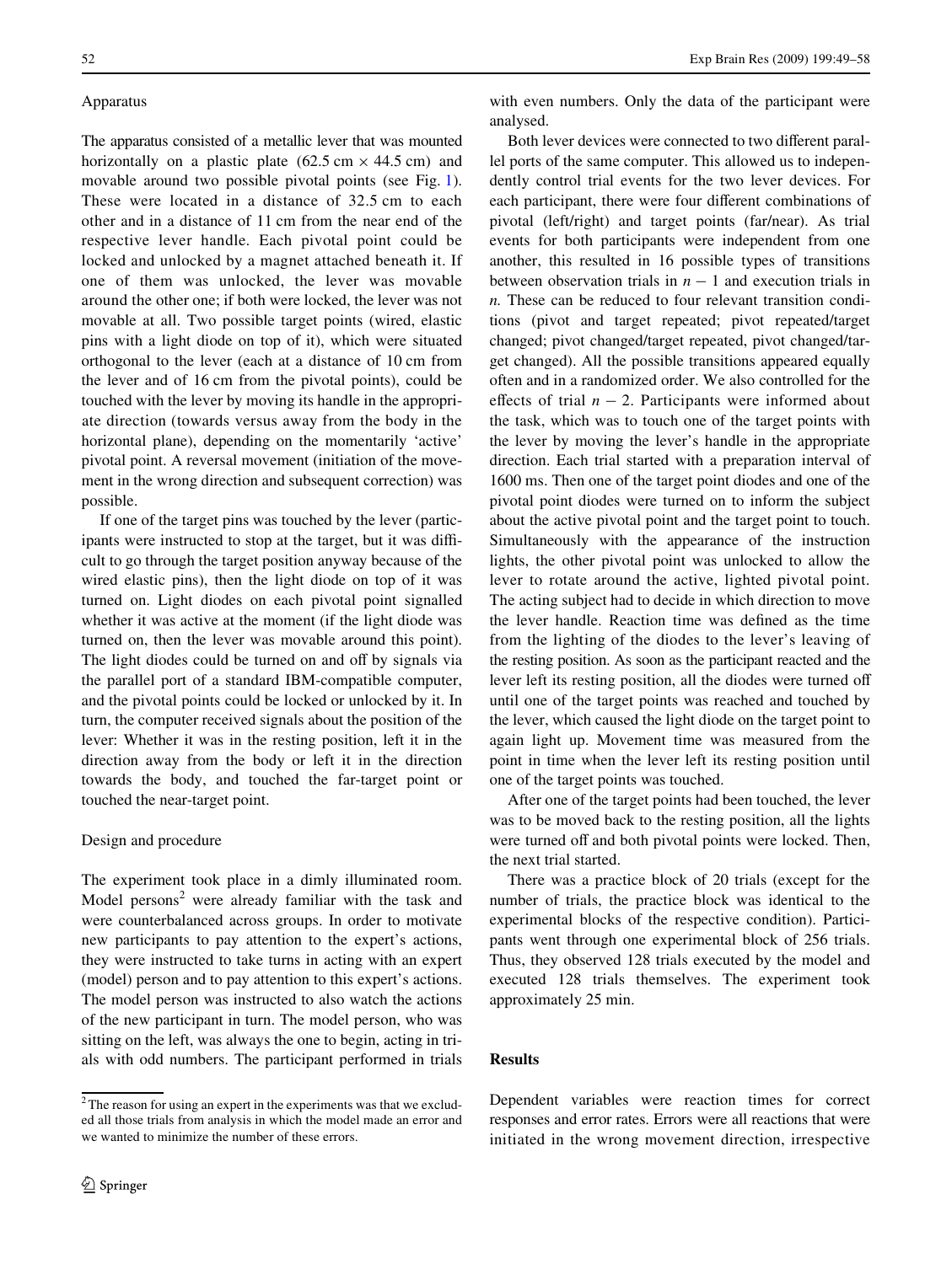### Apparatus

The apparatus consisted of a metallic lever that was mounted horizontally on a plastic plate (62.5 cm × 44.5 cm) and movable around two possible pivotal points (see Fig. 1). These were located in a distance of 32.5 cm to each other and in a distance of 11 cm from the near end of the respective lever handle. Each pivotal point could be locked and unlocked by a magnet attached beneath it. If one of them was unlocked, the lever was movable around the other one; if both were locked, the lever was not movable at all. Two possible target points (wired, elastic pins with a light diode on top of it), which were situated orthogonal to the lever (each at a distance of 10 cm from the lever and of 16 cm from the pivotal points), could be touched with the lever by moving its handle in the appropriate direction (towards versus away from the body in the horizontal plane), depending on the momentarily 'active' pivotal point. A reversal movement (initiation of the movement in the wrong direction and subsequent correction) was possible.

If one of the target pins was touched by the lever (participants were instructed to stop at the target, but it was difficult to go through the target position anyway because of the wired elastic pins), then the light diode on top of it was turned on. Light diodes on each pivotal point signalled whether it was active at the moment (if the light diode was turned on, then the lever was movable around this point). The light diodes could be turned on and off by signals via the parallel port of a standard IBM-compatible computer, and the pivotal points could be locked or unlocked by it. In turn, the computer received signals about the position of the lever: Whether it was in the resting position, left it in the direction away from the body or left it in the direction towards the body, and touched the far-target point or touched the near-target point.

### Design and procedure

The experiment took place in a dimly illuminated room. Model persons[2] were already familiar with the task and were counterbalanced across groups. In order to motivate new participants to pay attention to the expert's actions, they were instructed to take turns in acting with an expert (model) person and to pay attention to this expert's actions. The model person was instructed to also watch the actions of the new participant in turn. The model person, who was sitting on the left, was always the one to begin, acting in trials with odd numbers. The participant performed in trials with even numbers. Only the data of the participant were analysed.

Both lever devices were connected to two different parallel ports of the same computer. This allowed us to independently control trial events for the two lever devices. For each participant, there were four different combinations of pivotal (left/right) and target points (far/near). As trial events for both participants were independent from one another, this resulted in 16 possible types of transitions between observation trials in $n - 1$ and execution trials in $n$. These can be reduced to four relevant transition conditions (pivot and target repeated; pivot repeated/target changed; pivot changed/target repeated, pivot changed/target changed). All the possible transitions appeared equally often and in a randomized order. We also controlled for the effects of trial $n - 2$. Participants were informed about the task, which was to touch one of the target points with the lever by moving the lever's handle in the appropriate direction. Each trial started with a preparation interval of 1600 ms. Then one of the target point diodes and one of the pivotal point diodes were turned on to inform the subject about the active pivotal point and the target point to touch. Simultaneously with the appearance of the instruction lights, the other pivotal point was unlocked to allow the lever to rotate around the active, lighted pivotal point. The acting subject had to decide in which direction to move the lever handle. Reaction time was defined as the time from the lighting of the diodes to the lever's leaving of the resting position. As soon as the participant reacted and the lever left its resting position, all the diodes were turned off until one of the target points was reached and touched by the lever, which caused the light diode on the target point to again light up. Movement time was measured from the point in time when the lever left its resting position until one of the target points was touched.

After one of the target points had been touched, the lever was to be moved back to the resting position, all the lights were turned off and both pivotal points were locked. Then, the next trial started.

There was a practice block of 20 trials (except for the number of trials, the practice block was identical to the experimental blocks of the respective condition). Participants went through one experimental block of 256 trials. Thus, they observed 128 trials executed by the model and executed 128 trials themselves. The experiment took approximately 25 min.

## Results

Dependent variables were reaction times for correct responses and error rates. Errors were all reactions that were initiated in the wrong movement direction, irrespective

[2] The reason for using an expert in the experiments was that we excluded all those trials from analysis in which the model made an error and we wanted to minimize the number of these errors.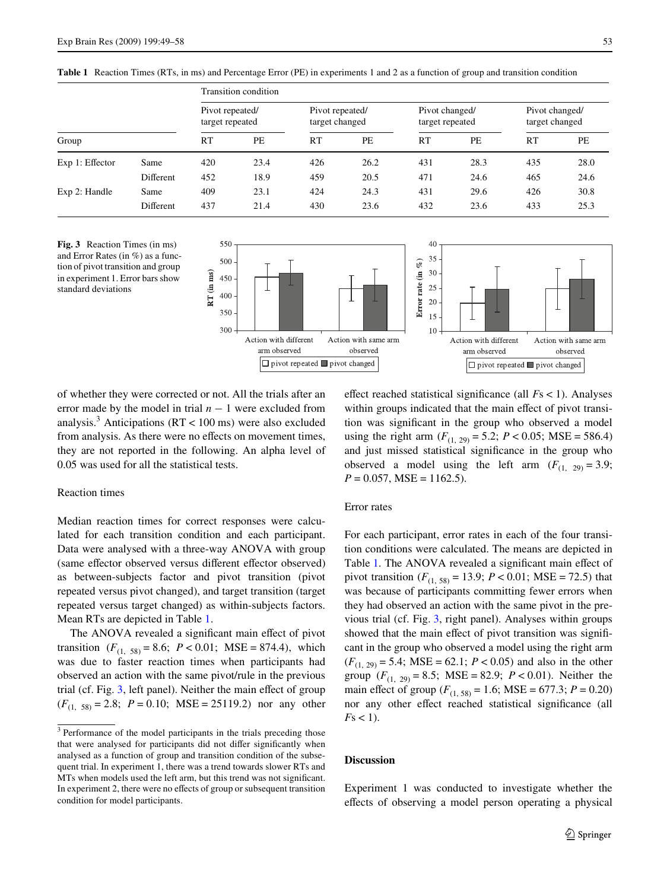**Table 1** Reaction Times (RTs, in ms) and Percentage Error (PE) in experiments 1 and 2 as a function of group and transition condition

| Group | | Transition condition | | | | | | | |
|---|---|---|---|---|---|---|---|---|---|
| | | Pivot repeated/ target repeated | | Pivot repeated/ target changed | | Pivot changed/ target repeated | | Pivot changed/ target changed | |
| | | RT | PE | RT | PE | RT | PE | RT | PE |
| Exp 1: Effector | Same | 420 | 23.4 | 426 | 26.2 | 431 | 28.3 | 435 | 28.0 |
| | Different | 452 | 18.9 | 459 | 20.5 | 471 | 24.6 | 465 | 24.6 |
| Exp 2: Handle | Same | 409 | 23.1 | 424 | 24.3 | 431 | 29.6 | 426 | 30.8 |
| | Different | 437 | 21.4 | 430 | 23.6 | 432 | 23.6 | 433 | 25.3 |

**Fig. 3** Reaction Times (in ms) and Error Rates (in %) as a function of pivot transition and group in experiment 1. Error bars show standard deviations

of whether they were corrected or not. All the trials after an error made by the model in trial $n - 1$ were excluded from analysis.[3] Anticipations (RT < 100 ms) were also excluded from analysis. As there were no effects on movement times, they are not reported in the following. An alpha level of 0.05 was used for all the statistical tests.

### Reaction times

Median reaction times for correct responses were calculated for each transition condition and each participant. Data were analysed with a three-way ANOVA with group (same effector observed versus different effector observed) as between-subjects factor and pivot transition (pivot repeated versus pivot changed), and target transition (target repeated versus target changed) as within-subjects factors. Mean RTs are depicted in Table 1.

The ANOVA revealed a significant main effect of pivot transition ($F_{(1, 58)} = 8.6$; $P < 0.01$; MSE = 874.4), which was due to faster reaction times when participants had observed an action with the same pivot/rule in the previous trial (cf. Fig. 3, left panel). Neither the main effect of group ($F_{(1, 58)} = 2.8$; $P = 0.10$; MSE = 25119.2) nor any other effect reached statistical significance (all $F$s < 1). Analyses within groups indicated that the main effect of pivot transition was significant in the group who observed a model using the right arm ($F_{(1, 29)} = 5.2$; $P < 0.05$; MSE = 586.4) and just missed statistical significance in the group who observed a model using the left arm ($F_{(1, 29)} = 3.9$; $P = 0.057$, MSE = 1162.5).

### Error rates

For each participant, error rates in each of the four transition conditions were calculated. The means are depicted in Table 1. The ANOVA revealed a significant main effect of pivot transition ($F_{(1, 58)} = 13.9$; $P < 0.01$; MSE = 72.5) that was because of participants committing fewer errors when they had observed an action with the same pivot in the previous trial (cf. Fig. 3, right panel). Analyses within groups showed that the main effect of pivot transition was significant in the group who observed a model using the right arm ($F_{(1, 29)} = 5.4$; MSE = 62.1; $P < 0.05$) and also in the other group ($F_{(1, 29)} = 8.5$; MSE = 82.9; $P < 0.01$). Neither the main effect of group ($F_{(1, 58)} = 1.6$; MSE = 677.3; $P = 0.20$) nor any other effect reached statistical significance (all $F$s < 1).

## Discussion

Experiment 1 was conducted to investigate whether the effects of observing a model person operating a physical

[3] Performance of the model participants in the trials preceding those that were analysed for participants did not differ significantly when analysed as a function of group and transition condition of the subsequent trial. In experiment 1, there was a trend towards slower RTs and MTs when models used the left arm, but this trend was not significant. In experiment 2, there were no effects of group or subsequent transition condition for model participants.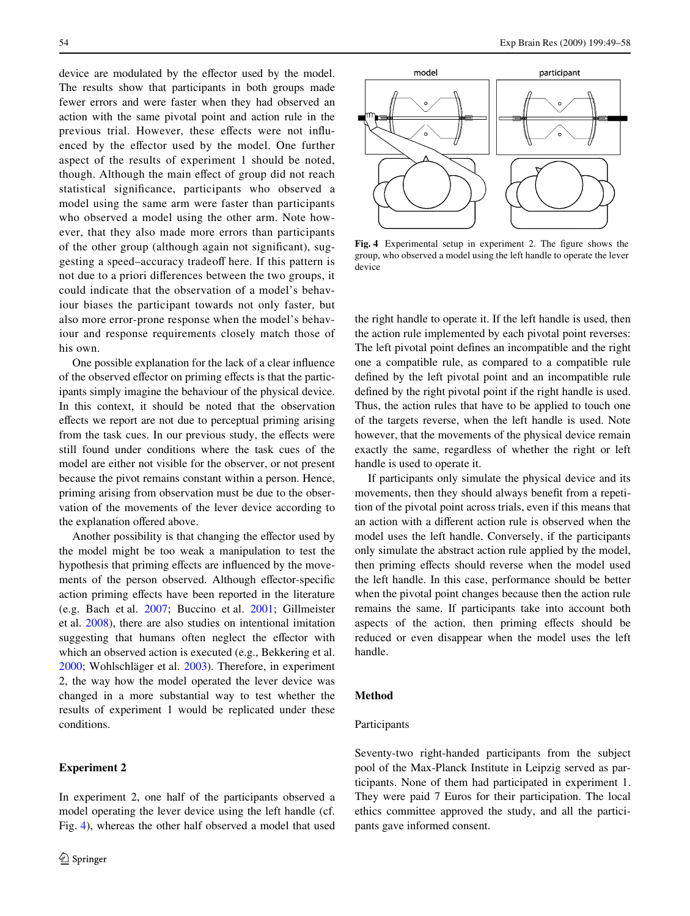device are modulated by the effector used by the model. The results show that participants in both groups made fewer errors and were faster when they had observed an action with the same pivotal point and action rule in the previous trial. However, these effects were not influenced by the effector used by the model. One further aspect of the results of experiment 1 should be noted, though. Although the main effect of group did not reach statistical significance, participants who observed a model using the same arm were faster than participants who observed a model using the other arm. Note however, that they also made more errors than participants of the other group (although again not significant), suggesting a speed–accuracy tradeoff here. If this pattern is not due to a priori differences between the two groups, it could indicate that the observation of a model's behaviour biases the participant towards not only faster, but also more error-prone response when the model's behaviour and response requirements closely match those of his own.

One possible explanation for the lack of a clear influence of the observed effector on priming effects is that the participants simply imagine the behaviour of the physical device. In this context, it should be noted that the observation effects we report are not due to perceptual priming arising from the task cues. In our previous study, the effects were still found under conditions where the task cues of the model are either not visible for the observer, or not present because the pivot remains constant within a person. Hence, priming arising from observation must be due to the observation of the movements of the lever device according to the explanation offered above.

Another possibility is that changing the effector used by the model might be too weak a manipulation to test the hypothesis that priming effects are influenced by the movements of the person observed. Although effector-specific action priming effects have been reported in the literature (e.g. Bach et al. 2007; Buccino et al. 2001; Gillmeister et al. 2008), there are also studies on intentional imitation suggesting that humans often neglect the effector with which an observed action is executed (e.g., Bekkering et al. 2000; Wohlschläger et al. 2003). Therefore, in experiment 2, the way how the model operated the lever device was changed in a more substantial way to test whether the results of experiment 1 would be replicated under these conditions.

## Experiment 2

In experiment 2, one half of the participants observed a model operating the lever device using the left handle (cf. Fig. 4), whereas the other half observed a model that used the right handle to operate it. If the left handle is used, then the action rule implemented by each pivotal point reverses: The left pivotal point defines an incompatible and the right one a compatible rule, as compared to a compatible rule defined by the left pivotal point and an incompatible rule defined by the right pivotal point if the right handle is used. Thus, the action rules that have to be applied to touch one of the targets reverse, when the left handle is used. Note however, that the movements of the physical device remain exactly the same, regardless of whether the right or left handle is used to operate it.

**Fig. 4** Experimental setup in experiment 2. The figure shows the group, who observed a model using the left handle to operate the lever device

If participants only simulate the physical device and its movements, then they should always benefit from a repetition of the pivotal point across trials, even if this means that an action with a different action rule is observed when the model uses the left handle. Conversely, if the participants only simulate the abstract action rule applied by the model, then priming effects should reverse when the model used the left handle. In this case, performance should be better when the pivotal point changes because then the action rule remains the same. If participants take into account both aspects of the action, then priming effects should be reduced or even disappear when the model uses the left handle.

### Method

#### Participants

Seventy-two right-handed participants from the subject pool of the Max-Planck Institute in Leipzig served as participants. None of them had participated in experiment 1. They were paid 7 Euros for their participation. The local ethics committee approved the study, and all the participants gave informed consent.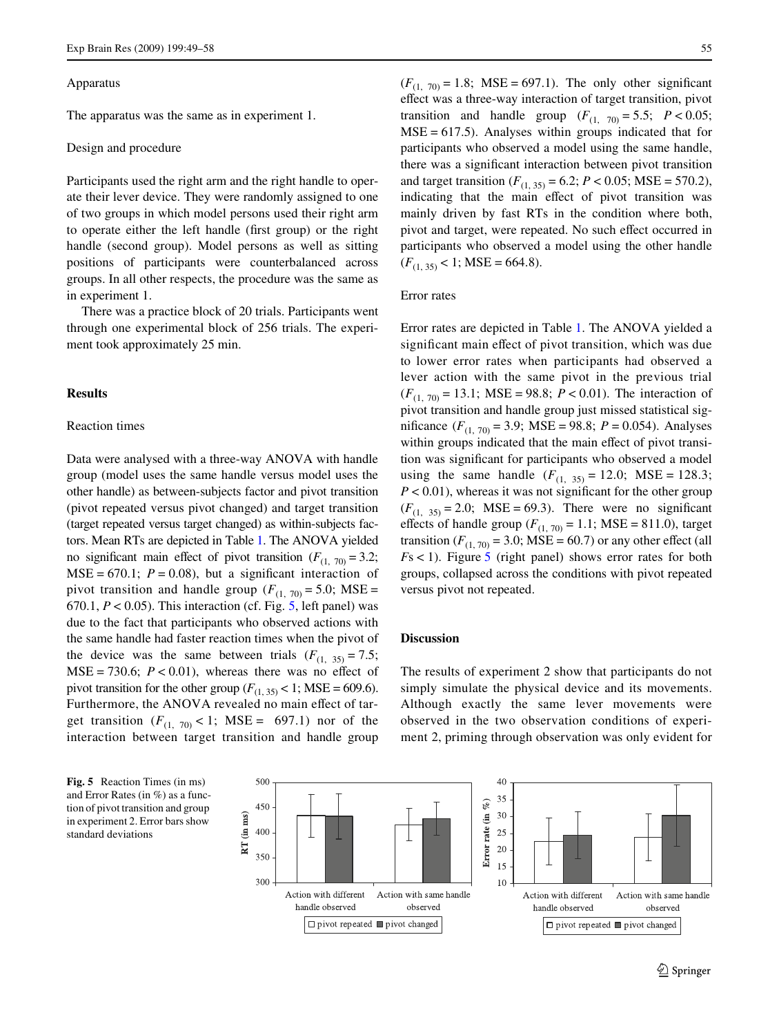### Apparatus

The apparatus was the same as in experiment 1.

### Design and procedure

Participants used the right arm and the right handle to operate their lever device. They were randomly assigned to one of two groups in which model persons used their right arm to operate either the left handle (first group) or the right handle (second group). Model persons as well as sitting positions of participants were counterbalanced across groups. In all other respects, the procedure was the same as in experiment 1.

There was a practice block of 20 trials. Participants went through one experimental block of 256 trials. The experiment took approximately 25 min.

## Results

### Reaction times

Data were analysed with a three-way ANOVA with handle group (model uses the same handle versus model uses the other handle) as between-subjects factor and pivot transition (pivot repeated versus pivot changed) and target transition (target repeated versus target changed) as within-subjects factors. Mean RTs are depicted in Table 1. The ANOVA yielded no significant main effect of pivot transition ($F_{(1, 70)} = 3.2$; MSE = 670.1; $P = 0.08$), but a significant interaction of pivot transition and handle group ($F_{(1, 70)} = 5.0$; MSE = 670.1, $P < 0.05$). This interaction (cf. Fig. 5, left panel) was due to the fact that participants who observed actions with the same handle had faster reaction times when the pivot of the device was the same between trials ($F_{(1, 35)} = 7.5$; MSE = 730.6; $P < 0.01$), whereas there was no effect of pivot transition for the other group ($F_{(1, 35)} < 1$; MSE = 609.6). Furthermore, the ANOVA revealed no main effect of target transition ($F_{(1, 70)} < 1$; MSE = 697.1) nor of the interaction between target transition and handle group ($F_{(1, 70)} = 1.8$; MSE = 697.1). The only other significant effect was a three-way interaction of target transition, pivot transition and handle group ($F_{(1, 70)} = 5.5$; $P < 0.05$; MSE = 617.5). Analyses within groups indicated that for participants who observed a model using the same handle, there was a significant interaction between pivot transition and target transition ($F_{(1, 35)} = 6.2$; $P < 0.05$; MSE = 570.2), indicating that the main effect of pivot transition was mainly driven by fast RTs in the condition where both, pivot and target, were repeated. No such effect occurred in participants who observed a model using the other handle ($F_{(1, 35)} < 1$; MSE = 664.8).

### Error rates

Error rates are depicted in Table 1. The ANOVA yielded a significant main effect of pivot transition, which was due to lower error rates when participants had observed a lever action with the same pivot in the previous trial ($F_{(1, 70)} = 13.1$; MSE = 98.8; $P < 0.01$). The interaction of pivot transition and handle group just missed statistical significance ($F_{(1, 70)} = 3.9$; MSE = 98.8; $P = 0.054$). Analyses within groups indicated that the main effect of pivot transition was significant for participants who observed a model using the same handle ($F_{(1, 35)} = 12.0$; MSE = 128.3; $P < 0.01$), whereas it was not significant for the other group ($F_{(1, 35)} = 2.0$; MSE = 69.3). There were no significant effects of handle group ($F_{(1, 70)} = 1.1$; MSE = 811.0), target transition ($F_{(1, 70)} = 3.0$; MSE = 60.7) or any other effect (all $F$s < 1). Figure 5 (right panel) shows error rates for both groups, collapsed across the conditions with pivot repeated versus pivot not repeated.

## Discussion

The results of experiment 2 show that participants do not simply simulate the physical device and its movements. Although exactly the same lever movements were observed in the two observation conditions of experiment 2, priming through observation was only evident for

**Fig. 5** Reaction Times (in ms) and Error Rates (in %) as a function of pivot transition and group in experiment 2. Error bars show standard deviations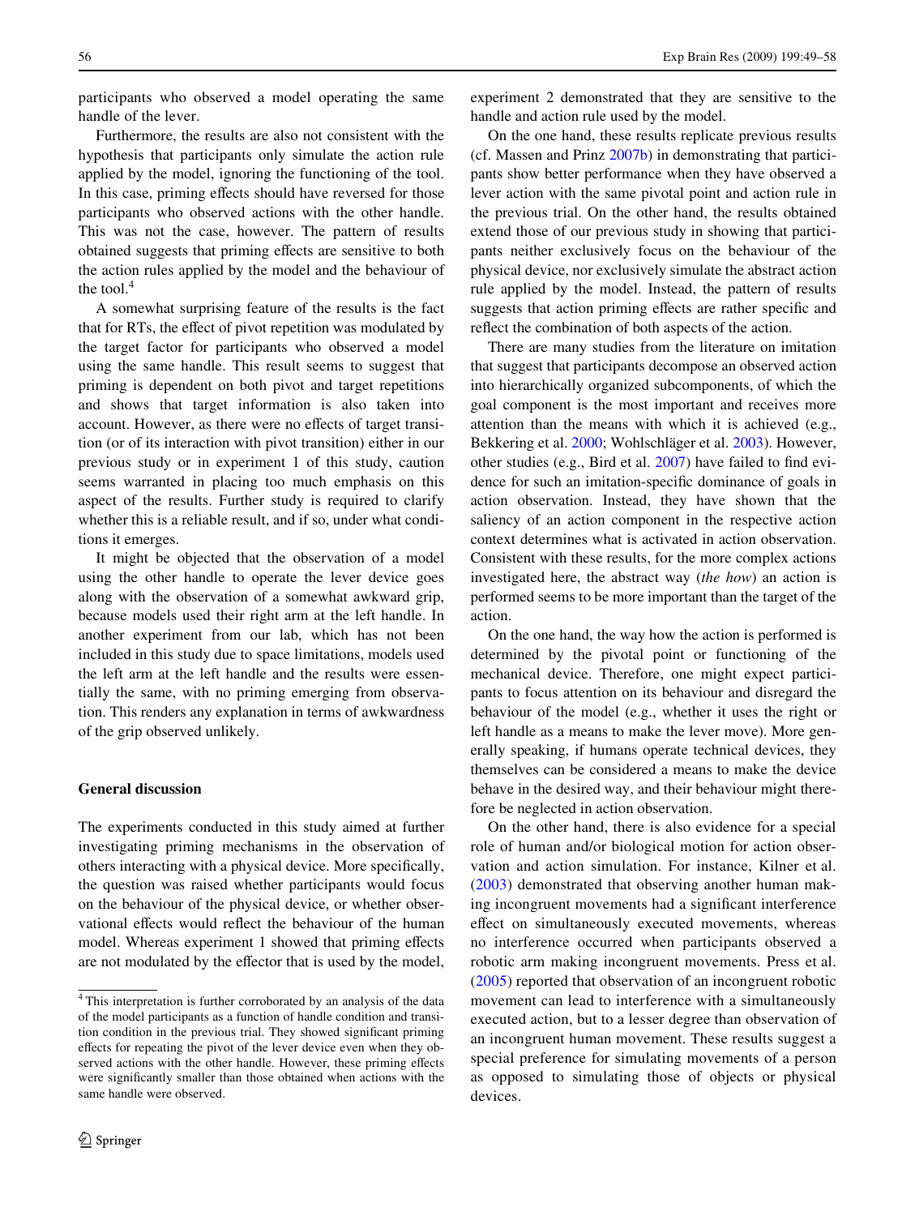participants who observed a model operating the same handle of the lever.

Furthermore, the results are also not consistent with the hypothesis that participants only simulate the action rule applied by the model, ignoring the functioning of the tool. In this case, priming effects should have reversed for those participants who observed actions with the other handle. This was not the case, however. The pattern of results obtained suggests that priming effects are sensitive to both the action rules applied by the model and the behaviour of the tool.[4]

A somewhat surprising feature of the results is the fact that for RTs, the effect of pivot repetition was modulated by the target factor for participants who observed a model using the same handle. This result seems to suggest that priming is dependent on both pivot and target repetitions and shows that target information is also taken into account. However, as there were no effects of target transition (or of its interaction with pivot transition) either in our previous study or in experiment 1 of this study, caution seems warranted in placing too much emphasis on this aspect of the results. Further study is required to clarify whether this is a reliable result, and if so, under what conditions it emerges.

It might be objected that the observation of a model using the other handle to operate the lever device goes along with the observation of a somewhat awkward grip, because models used their right arm at the left handle. In another experiment from our lab, which has not been included in this study due to space limitations, models used the left arm at the left handle and the results were essentially the same, with no priming emerging from observation. This renders any explanation in terms of awkwardness of the grip observed unlikely.

[4] This interpretation is further corroborated by an analysis of the data of the model participants as a function of handle condition and transition condition in the previous trial. They showed significant priming effects for repeating the pivot of the lever device even when they observed actions with the other handle. However, these priming effects were significantly smaller than those obtained when actions with the same handle were observed.

## General discussion

The experiments conducted in this study aimed at further investigating priming mechanisms in the observation of others interacting with a physical device. More specifically, the question was raised whether participants would focus on the behaviour of the physical device, or whether observational effects would reflect the behaviour of the human model. Whereas experiment 1 showed that priming effects are not modulated by the effector that is used by the model, experiment 2 demonstrated that they are sensitive to the handle and action rule used by the model.

On the one hand, these results replicate previous results (cf. Massen and Prinz 2007b) in demonstrating that participants show better performance when they have observed a lever action with the same pivotal point and action rule in the previous trial. On the other hand, the results obtained extend those of our previous study in showing that participants neither exclusively focus on the behaviour of the physical device, nor exclusively simulate the abstract action rule applied by the model. Instead, the pattern of results suggests that action priming effects are rather specific and reflect the combination of both aspects of the action.

There are many studies from the literature on imitation that suggest that participants decompose an observed action into hierarchically organized subcomponents, of which the goal component is the most important and receives more attention than the means with which it is achieved (e.g., Bekkering et al. 2000; Wohlschläger et al. 2003). However, other studies (e.g., Bird et al. 2007) have failed to find evidence for such an imitation-specific dominance of goals in action observation. Instead, they have shown that the saliency of an action component in the respective action context determines what is activated in action observation. Consistent with these results, for the more complex actions investigated here, the abstract way (*the how*) an action is performed seems to be more important than the target of the action.

On the one hand, the way how the action is performed is determined by the pivotal point or functioning of the mechanical device. Therefore, one might expect participants to focus attention on its behaviour and disregard the behaviour of the model (e.g., whether it uses the right or left handle as a means to make the lever move). More generally speaking, if humans operate technical devices, they themselves can be considered a means to make the device behave in the desired way, and their behaviour might therefore be neglected in action observation.

On the other hand, there is also evidence for a special role of human and/or biological motion for action observation and action simulation. For instance, Kilner et al. (2003) demonstrated that observing another human making incongruent movements had a significant interference effect on simultaneously executed movements, whereas no interference occurred when participants observed a robotic arm making incongruent movements. Press et al. (2005) reported that observation of an incongruent robotic movement can lead to interference with a simultaneously executed action, but to a lesser degree than observation of an incongruent human movement. These results suggest a special preference for simulating movements of a person as opposed to simulating those of objects or physical devices.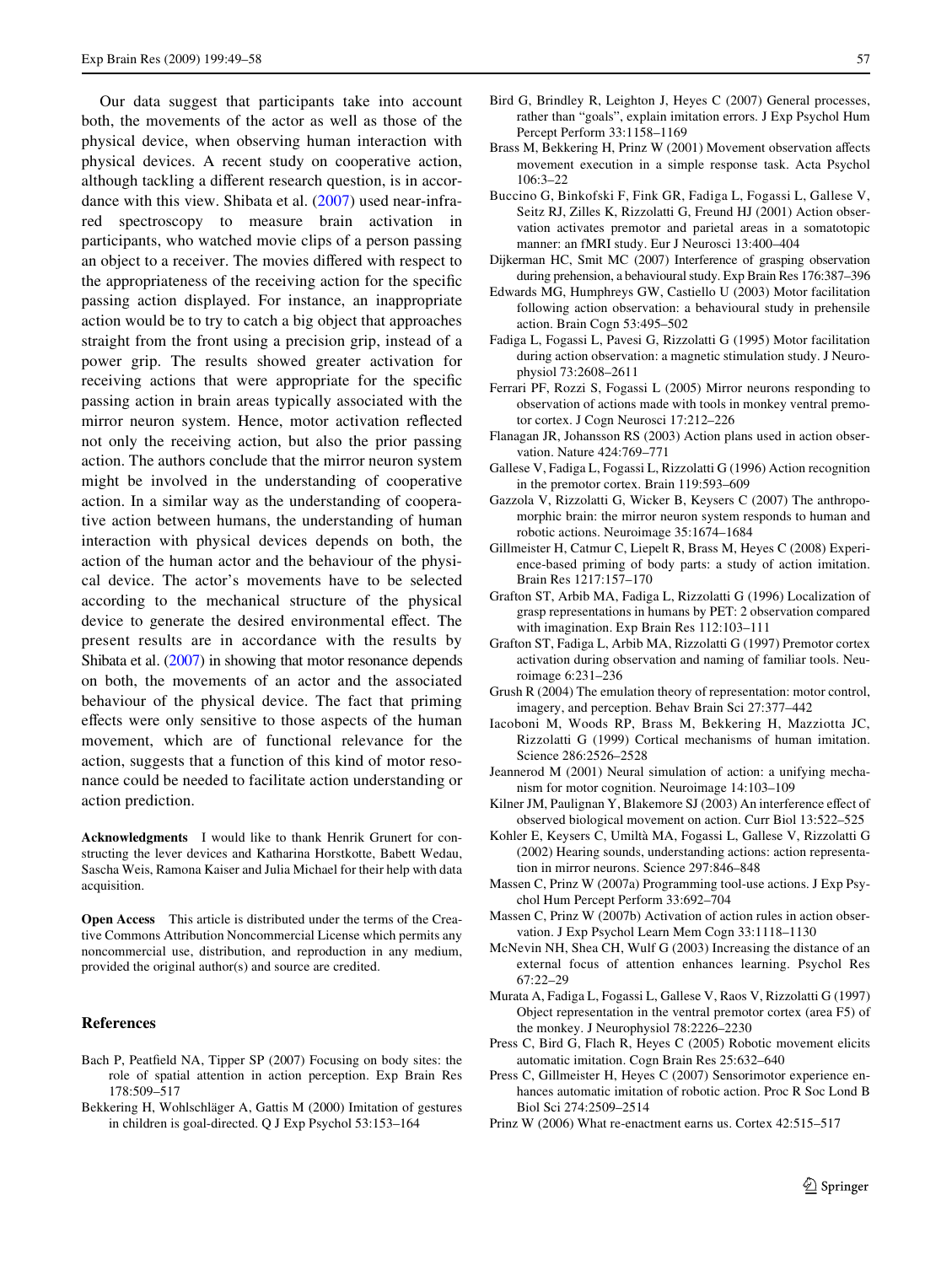Our data suggest that participants take into account both, the movements of the actor as well as those of the physical device, when observing human interaction with physical devices. A recent study on cooperative action, although tackling a different research question, is in accordance with this view. Shibata et al. (2007) used near-infrared spectroscopy to measure brain activation in participants, who watched movie clips of a person passing an object to a receiver. The movies differed with respect to the appropriateness of the receiving action for the specific passing action displayed. For instance, an inappropriate action would be to try to catch a big object that approaches straight from the front using a precision grip, instead of a power grip. The results showed greater activation for receiving actions that were appropriate for the specific passing action in brain areas typically associated with the mirror neuron system. Hence, motor activation reflected not only the receiving action, but also the prior passing action. The authors conclude that the mirror neuron system might be involved in the understanding of cooperative action. In a similar way as the understanding of cooperative action between humans, the understanding of human interaction with physical devices depends on both, the action of the human actor and the behaviour of the physical device. The actor's movements have to be selected according to the mechanical structure of the physical device to generate the desired environmental effect. The present results are in accordance with the results by Shibata et al. (2007) in showing that motor resonance depends on both, the movements of an actor and the associated behaviour of the physical device. The fact that priming effects were only sensitive to those aspects of the human movement, which are of functional relevance for the action, suggests that a function of this kind of motor resonance could be needed to facilitate action understanding or action prediction.

**Acknowledgments** I would like to thank Henrik Grunert for constructing the lever devices and Katharina Horstkotte, Babett Wedau, Sascha Weis, Ramona Kaiser and Julia Michael for their help with data acquisition.

**Open Access** This article is distributed under the terms of the Creative Commons Attribution Noncommercial License which permits any noncommercial use, distribution, and reproduction in any medium, provided the original author(s) and source are credited.

## References

Bach P, Peatfield NA, Tipper SP (2007) Focusing on body sites: the role of spatial attention in action perception. Exp Brain Res 178:509–517

Bekkering H, Wohlschläger A, Gattis M (2000) Imitation of gestures in children is goal-directed. Q J Exp Psychol 53:153–164

Bird G, Brindley R, Leighton J, Heyes C (2007) General processes, rather than "goals", explain imitation errors. J Exp Psychol Hum Percept Perform 33:1158–1169

Brass M, Bekkering H, Prinz W (2001) Movement observation affects movement execution in a simple response task. Acta Psychol 106:3–22

Buccino G, Binkofski F, Fink GR, Fadiga L, Fogassi L, Gallese V, Seitz RJ, Zilles K, Rizzolatti G, Freund HJ (2001) Action observation activates premotor and parietal areas in a somatotopic manner: an fMRI study. Eur J Neurosci 13:400–404

Dijkerman HC, Smit MC (2007) Interference of grasping observation during prehension, a behavioural study. Exp Brain Res 176:387–396

Edwards MG, Humphreys GW, Castiello U (2003) Motor facilitation following action observation: a behavioural study in prehensile action. Brain Cogn 53:495–502

Fadiga L, Fogassi L, Pavesi G, Rizzolatti G (1995) Motor facilitation during action observation: a magnetic stimulation study. J Neurophysiol 73:2608–2611

Ferrari PF, Rozzi S, Fogassi L (2005) Mirror neurons responding to observation of actions made with tools in monkey ventral premotor cortex. J Cogn Neurosci 17:212–226

Flanagan JR, Johansson RS (2003) Action plans used in action observation. Nature 424:769–771

Gallese V, Fadiga L, Fogassi L, Rizzolatti G (1996) Action recognition in the premotor cortex. Brain 119:593–609

Gazzola V, Rizzolatti G, Wicker B, Keysers C (2007) The anthropomorphic brain: the mirror neuron system responds to human and robotic actions. Neuroimage 35:1674–1684

Gillmeister H, Catmur C, Liepelt R, Brass M, Heyes C (2008) Experience-based priming of body parts: a study of action imitation. Brain Res 1217:157–170

Grafton ST, Arbib MA, Fadiga L, Rizzolatti G (1996) Localization of grasp representations in humans by PET: 2 observation compared with imagination. Exp Brain Res 112:103–111

Grafton ST, Fadiga L, Arbib MA, Rizzolatti G (1997) Premotor cortex activation during observation and naming of familiar tools. Neuroimage 6:231–236

Grush R (2004) The emulation theory of representation: motor control, imagery, and perception. Behav Brain Sci 27:377–442

Iacoboni M, Woods RP, Brass M, Bekkering H, Mazziotta JC, Rizzolatti G (1999) Cortical mechanisms of human imitation. Science 286:2526–2528

Jeannerod M (2001) Neural simulation of action: a unifying mechanism for motor cognition. Neuroimage 14:103–109

Kilner JM, Paulignan Y, Blakemore SJ (2003) An interference effect of observed biological movement on action. Curr Biol 13:522–525

Kohler E, Keysers C, Umiltà MA, Fogassi L, Gallese V, Rizzolatti G (2002) Hearing sounds, understanding actions: action representation in mirror neurons. Science 297:846–848

Massen C, Prinz W (2007a) Programming tool-use actions. J Exp Psychol Hum Percept Perform 33:692–704

Massen C, Prinz W (2007b) Activation of action rules in action observation. J Exp Psychol Learn Mem Cogn 33:1118–1130

McNevin NH, Shea CH, Wulf G (2003) Increasing the distance of an external focus of attention enhances learning. Psychol Res 67:22–29

Murata A, Fadiga L, Fogassi L, Gallese V, Raos V, Rizzolatti G (1997) Object representation in the ventral premotor cortex (area F5) of the monkey. J Neurophysiol 78:2226–2230

Press C, Bird G, Flach R, Heyes C (2005) Robotic movement elicits automatic imitation. Cogn Brain Res 25:632–640

Press C, Gillmeister H, Heyes C (2007) Sensorimotor experience enhances automatic imitation of robotic action. Proc R Soc Lond B Biol Sci 274:2509–2514

Prinz W (2006) What re-enactment earns us. Cortex 42:515–517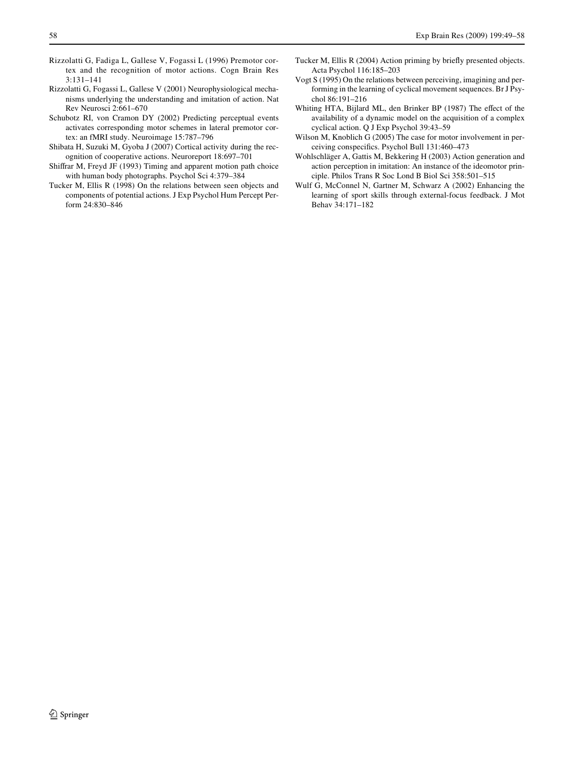Rizzolatti G, Fadiga L, Gallese V, Fogassi L (1996) Premotor cortex and the recognition of motor actions. Cogn Brain Res 3:131–141

Rizzolatti G, Fogassi L, Gallese V (2001) Neurophysiological mechanisms underlying the understanding and imitation of action. Nat Rev Neurosci 2:661–670

Schubotz RI, von Cramon DY (2002) Predicting perceptual events activates corresponding motor schemes in lateral premotor cortex: an fMRI study. Neuroimage 15:787–796

Shibata H, Suzuki M, Gyoba J (2007) Cortical activity during the recognition of cooperative actions. Neuroreport 18:697–701

Shiffrar M, Freyd JF (1993) Timing and apparent motion path choice with human body photographs. Psychol Sci 4:379–384

Tucker M, Ellis R (1998) On the relations between seen objects and components of potential actions. J Exp Psychol Hum Percept Perform 24:830–846

Tucker M, Ellis R (2004) Action priming by briefly presented objects. Acta Psychol 116:185–203

Vogt S (1995) On the relations between perceiving, imagining and performing in the learning of cyclical movement sequences. Br J Psychol 86:191–216

Whiting HTA, Bijlard ML, den Brinker BP (1987) The effect of the availability of a dynamic model on the acquisition of a complex cyclical action. Q J Exp Psychol 39:43–59

Wilson M, Knoblich G (2005) The case for motor involvement in perceiving conspecifics. Psychol Bull 131:460–473

Wohlschläger A, Gattis M, Bekkering H (2003) Action generation and action perception in imitation: An instance of the ideomotor principle. Philos Trans R Soc Lond B Biol Sci 358:501–515

Wulf G, McConnel N, Gartner M, Schwarz A (2002) Enhancing the learning of sport skills through external-focus feedback. J Mot Behav 34:171–182